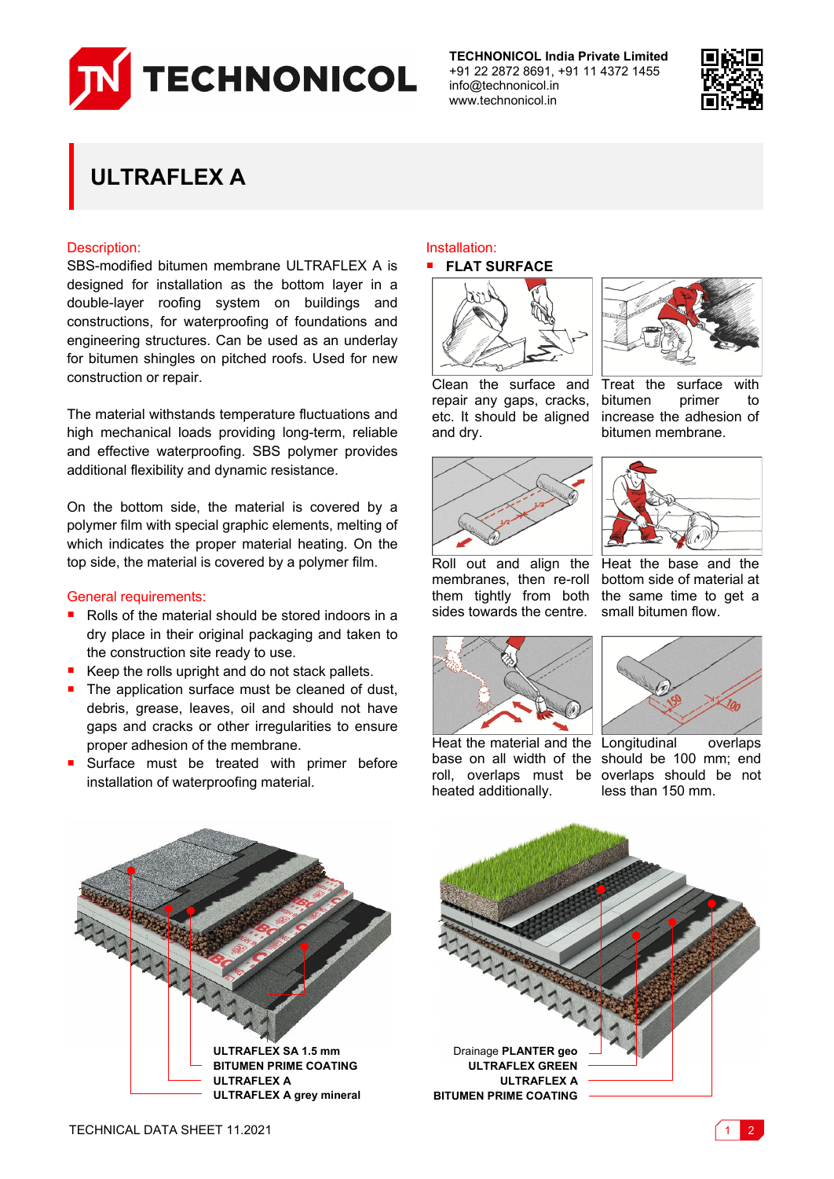**TECHNONICOL India Private Limited**
+91 22 2872 8691, +91 11 4372 1455
info@technonicol.in
www.technonicol.in

# ULTRAFLEX A

## Description:

SBS-modified bitumen membrane ULTRAFLEX A is designed for installation as the bottom layer in a double-layer roofing system on buildings and constructions, for waterproofing of foundations and engineering structures. Can be used as an underlay for bitumen shingles on pitched roofs. Used for new construction or repair.

The material withstands temperature fluctuations and high mechanical loads providing long-term, reliable and effective waterproofing. SBS polymer provides additional flexibility and dynamic resistance.

On the bottom side, the material is covered by a polymer film with special graphic elements, melting of which indicates the proper material heating. On the top side, the material is covered by a polymer film.

## General requirements:

- Rolls of the material should be stored indoors in a dry place in their original packaging and taken to the construction site ready to use.
- Keep the rolls upright and do not stack pallets.
- The application surface must be cleaned of dust, debris, grease, leaves, oil and should not have gaps and cracks or other irregularities to ensure proper adhesion of the membrane.
- Surface must be treated with primer before installation of waterproofing material.

## Installation:

- **FLAT SURFACE**

Clean the surface and repair any gaps, cracks, etc. It should be aligned and dry.

Treat the surface with bitumen primer to increase the adhesion of bitumen membrane.

Roll out and align the membranes, then re-roll them tightly from both sides towards the centre.

Heat the base and the bottom side of material at the same time to get a small bitumen flow.

Heat the material and the base on all width of the roll, overlaps must be heated additionally.

Longitudinal overlaps should be 100 mm; end overlaps should be not less than 150 mm.

ULTRAFLEX SA 1.5 mm
BITUMEN PRIME COATING
ULTRAFLEX A
ULTRAFLEX A grey mineral

Drainage PLANTER geo
ULTRAFLEX GREEN
ULTRAFLEX A
BITUMEN PRIME COATING

TECHNICAL DATA SHEET 11.2021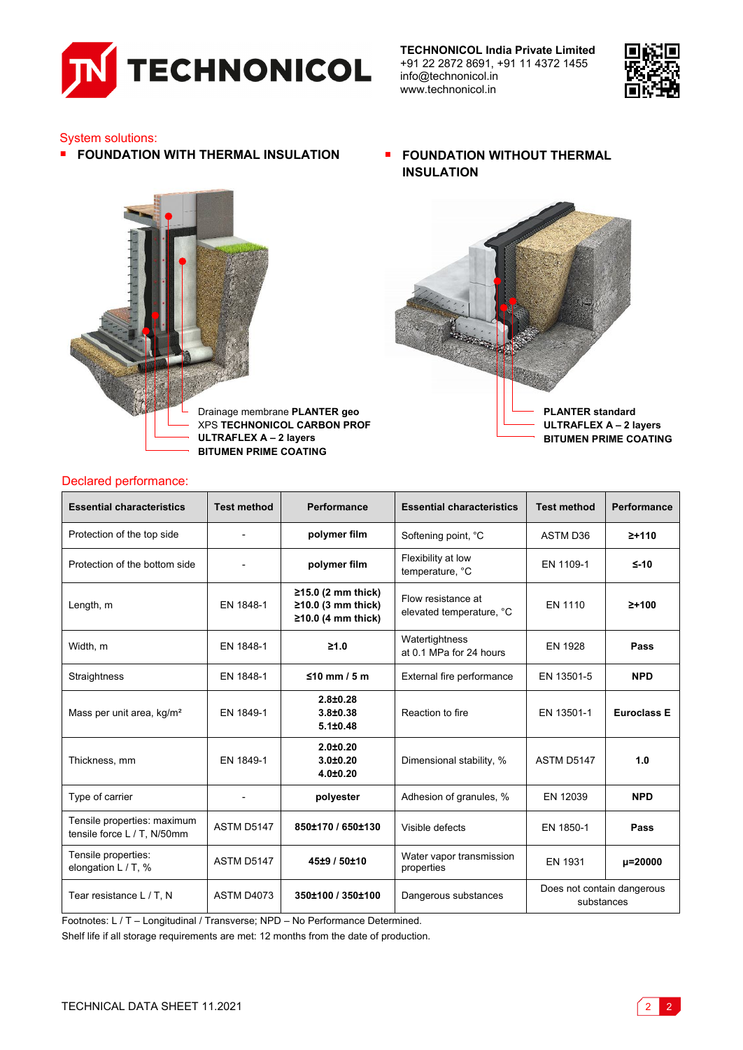**TECHNONICOL India Private Limited**
+91 22 2872 8691, +91 11 4372 1455
info@technonicol.in
www.technonicol.in

System solutions:

- **FOUNDATION WITH THERMAL INSULATION**

Drainage membrane **PLANTER geo**
XPS **TECHNONICOL CARBON PROF**
**ULTRAFLEX A – 2 layers**
**BITUMEN PRIME COATING**

- **FOUNDATION WITHOUT THERMAL INSULATION**

**PLANTER standard**
**ULTRAFLEX A – 2 layers**
**BITUMEN PRIME COATING**

Declared performance:

| Essential characteristics | Test method | Performance | Essential characteristics | Test method | Performance |
|---|---|---|---|---|---|
| Protection of the top side | - | **polymer film** | Softening point, °C | ASTM D36 | **≥+110** |
| Protection of the bottom side | - | **polymer film** | Flexibility at low temperature, °C | EN 1109-1 | **≤-10** |
| Length, m | EN 1848-1 | **≥15.0 (2 mm thick)<br>≥10.0 (3 mm thick)<br>≥10.0 (4 mm thick)** | Flow resistance at elevated temperature, °C | EN 1110 | **≥+100** |
| Width, m | EN 1848-1 | **≥1.0** | Watertightness at 0.1 MPa for 24 hours | EN 1928 | **Pass** |
| Straightness | EN 1848-1 | **≤10 mm / 5 m** | External fire performance | EN 13501-5 | **NPD** |
| Mass per unit area, kg/m² | EN 1849-1 | **2.8±0.28<br>3.8±0.38<br>5.1±0.48** | Reaction to fire | EN 13501-1 | **Euroclass E** |
| Thickness, mm | EN 1849-1 | **2.0±0.20<br>3.0±0.20<br>4.0±0.20** | Dimensional stability, % | ASTM D5147 | **1.0** |
| Type of carrier | - | **polyester** | Adhesion of granules, % | EN 12039 | **NPD** |
| Tensile properties: maximum tensile force L / T, N/50mm | ASTM D5147 | **850±170 / 650±130** | Visible defects | EN 1850-1 | **Pass** |
| Tensile properties: elongation L / T, % | ASTM D5147 | **45±9 / 50±10** | Water vapor transmission properties | EN 1931 | **μ=20000** |
| Tear resistance L / T, N | ASTM D4073 | **350±100 / 350±100** | Dangerous substances | Does not contain dangerous substances | |

Footnotes: L / T – Longitudinal / Transverse; NPD – No Performance Determined.

Shelf life if all storage requirements are met: 12 months from the date of production.

TECHNICAL DATA SHEET 11.2021